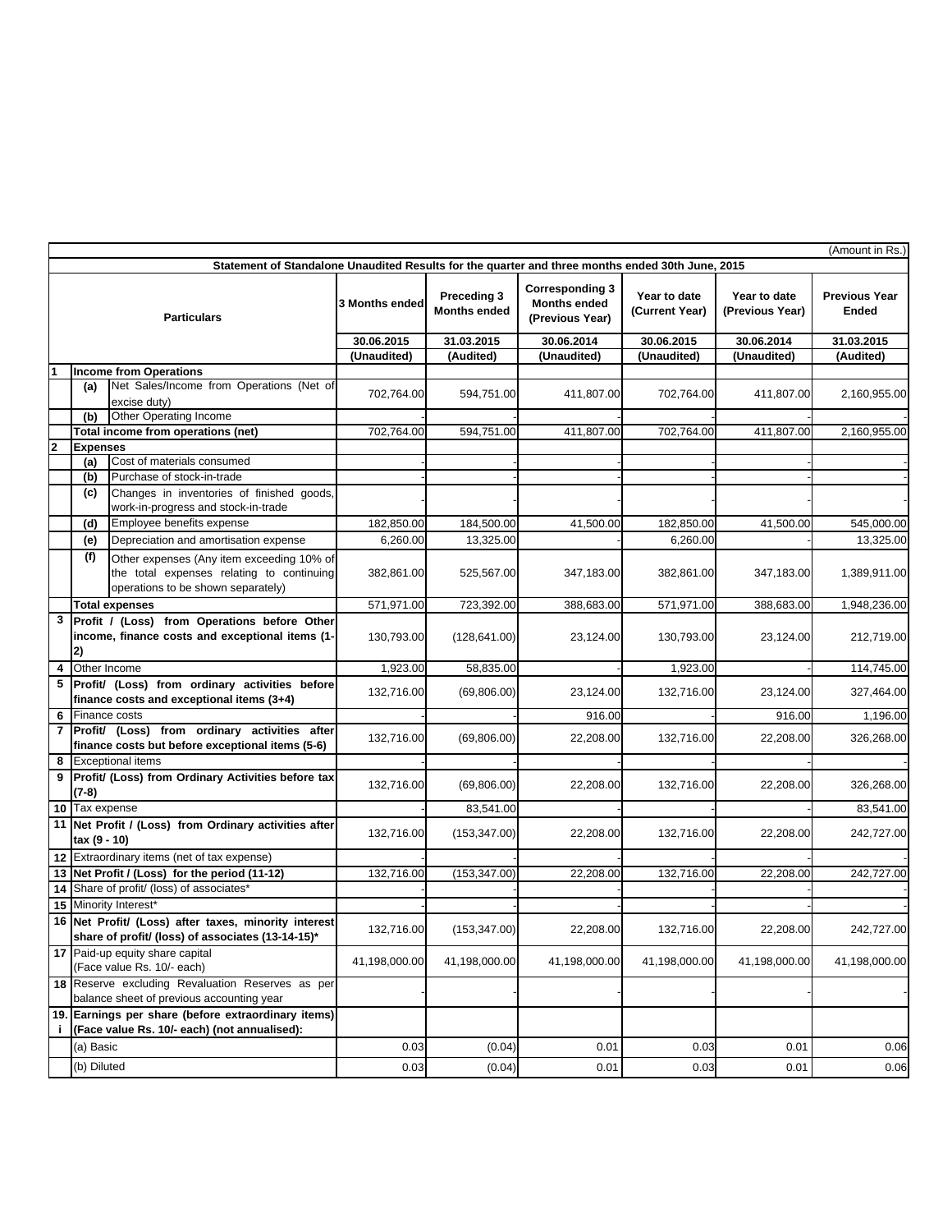(Amount in Rs.)

**Statement of Standalone Unaudited Results for the quarter and three months ended 30th June, 2015**

| | | Particulars | 3 Months ended | Preceding 3 Months ended | Corresponding 3 Months ended (Previous Year) | Year to date (Current Year) | Year to date (Previous Year) | Previous Year Ended |
|---|---|---|---|---|---|---|---|---|
| | | | 30.06.2015 | 31.03.2015 | 30.06.2014 | 30.06.2015 | 30.06.2014 | 31.03.2015 |
| | | | (Unaudited) | (Audited) | (Unaudited) | (Unaudited) | (Unaudited) | (Audited) |
| **1** | **Income from Operations** | | | | | | | |
| | (a) | Net Sales/Income from Operations (Net of excise duty) | 702,764.00 | 594,751.00 | 411,807.00 | 702,764.00 | 411,807.00 | 2,160,955.00 |
| | (b) | Other Operating Income | - | - | - | - | - | - |
| | **Total income from operations (net)** | | 702,764.00 | 594,751.00 | 411,807.00 | 702,764.00 | 411,807.00 | 2,160,955.00 |
| **2** | **Expenses** | | | | | | | |
| | (a) | Cost of materials consumed | - | - | - | - | - | - |
| | (b) | Purchase of stock-in-trade | - | - | - | - | - | - |
| | (c) | Changes in inventories of finished goods, work-in-progress and stock-in-trade | - | - | - | - | - | - |
| | (d) | Employee benefits expense | 182,850.00 | 184,500.00 | 41,500.00 | 182,850.00 | 41,500.00 | 545,000.00 |
| | (e) | Depreciation and amortisation expense | 6,260.00 | 13,325.00 | - | 6,260.00 | - | 13,325.00 |
| | (f) | Other expenses (Any item exceeding 10% of the total expenses relating to continuing operations to be shown separately) | 382,861.00 | 525,567.00 | 347,183.00 | 382,861.00 | 347,183.00 | 1,389,911.00 |
| | **Total expenses** | | 571,971.00 | 723,392.00 | 388,683.00 | 571,971.00 | 388,683.00 | 1,948,236.00 |
| **3** | **Profit / (Loss) from Operations before Other income, finance costs and exceptional items (1-2)** | | 130,793.00 | (128,641.00) | 23,124.00 | 130,793.00 | 23,124.00 | 212,719.00 |
| **4** | Other Income | | 1,923.00 | 58,835.00 | - | 1,923.00 | - | 114,745.00 |
| **5** | **Profit/ (Loss) from ordinary activities before finance costs and exceptional items (3+4)** | | 132,716.00 | (69,806.00) | 23,124.00 | 132,716.00 | 23,124.00 | 327,464.00 |
| **6** | Finance costs | | - | - | 916.00 | - | 916.00 | 1,196.00 |
| **7** | **Profit/ (Loss) from ordinary activities after finance costs but before exceptional items (5-6)** | | 132,716.00 | (69,806.00) | 22,208.00 | 132,716.00 | 22,208.00 | 326,268.00 |
| **8** | Exceptional items | | - | - | - | - | - | - |
| **9** | **Profit/ (Loss) from Ordinary Activities before tax (7-8)** | | 132,716.00 | (69,806.00) | 22,208.00 | 132,716.00 | 22,208.00 | 326,268.00 |
| **10** | Tax expense | | - | 83,541.00 | - | - | - | 83,541.00 |
| **11** | **Net Profit / (Loss) from Ordinary activities after tax (9 - 10)** | | 132,716.00 | (153,347.00) | 22,208.00 | 132,716.00 | 22,208.00 | 242,727.00 |
| **12** | Extraordinary items (net of tax expense) | | - | - | - | - | - | - |
| **13** | **Net Profit / (Loss) for the period (11-12)** | | 132,716.00 | (153,347.00) | 22,208.00 | 132,716.00 | 22,208.00 | 242,727.00 |
| **14** | Share of profit/ (loss) of associates* | | - | - | - | - | - | - |
| **15** | Minority Interest* | | - | - | - | - | - | - |
| **16** | **Net Profit/ (Loss) after taxes, minority interest share of profit/ (loss) of associates (13-14-15)*** | | 132,716.00 | (153,347.00) | 22,208.00 | 132,716.00 | 22,208.00 | 242,727.00 |
| **17** | Paid-up equity share capital (Face value Rs. 10/- each) | | 41,198,000.00 | 41,198,000.00 | 41,198,000.00 | 41,198,000.00 | 41,198,000.00 | 41,198,000.00 |
| **18** | Reserve excluding Revaluation Reserves as per balance sheet of previous accounting year | | - | - | - | - | - | - |
| **19.i** | **Earnings per share (before extraordinary items) (Face value Rs. 10/- each) (not annualised):** | | | | | | | |
| | (a) Basic | | 0.03 | (0.04) | 0.01 | 0.03 | 0.01 | 0.06 |
| | (b) Diluted | | 0.03 | (0.04) | 0.01 | 0.03 | 0.01 | 0.06 |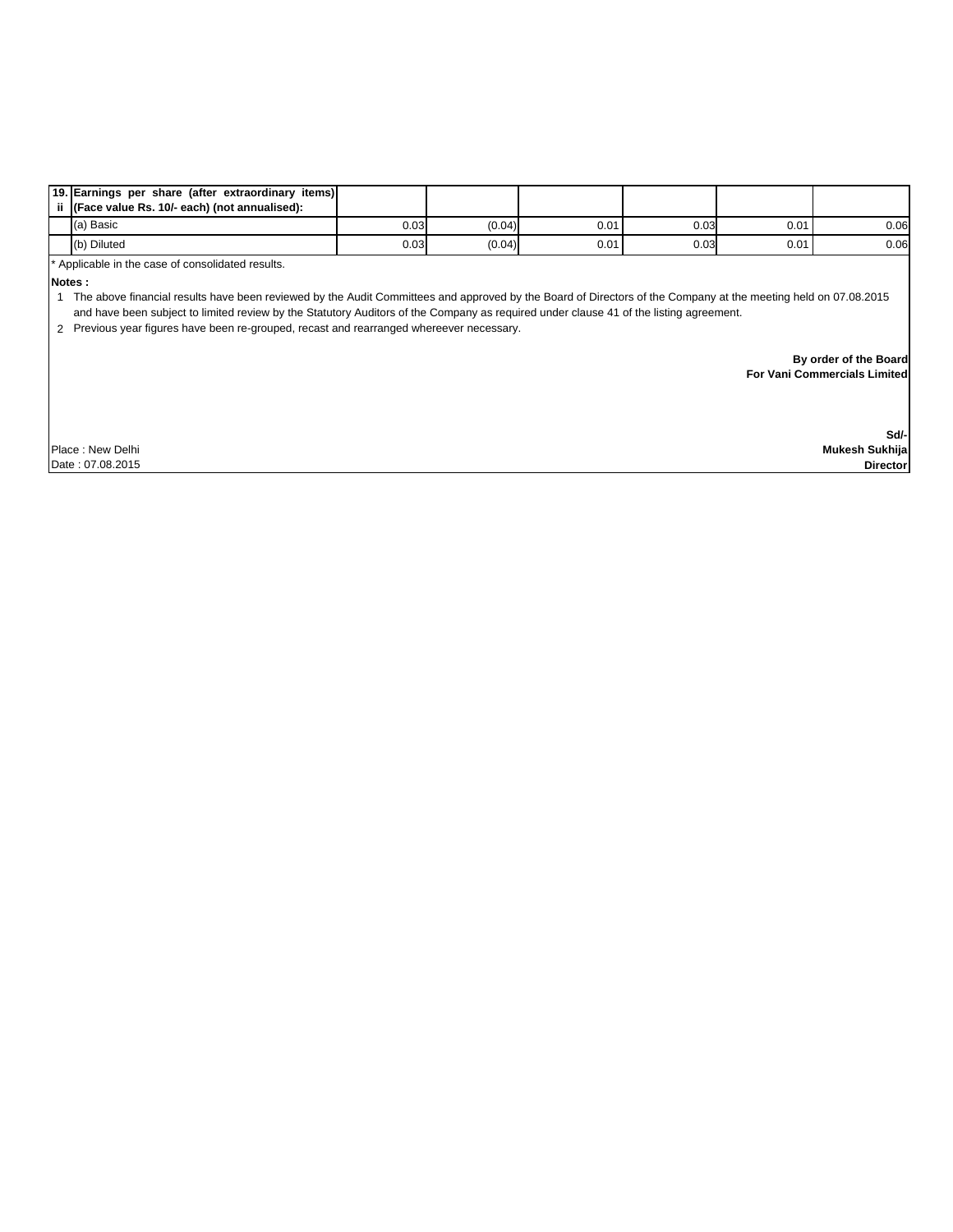| 19. ii | Earnings per share (after extraordinary items) (Face value Rs. 10/- each) (not annualised): | | | | | | |
|---|---|---|---|---|---|---|---|
| | (a) Basic | 0.03 | (0.04) | 0.01 | 0.03 | 0.01 | 0.06 |
| | (b) Diluted | 0.03 | (0.04) | 0.01 | 0.03 | 0.01 | 0.06 |

* Applicable in the case of consolidated results.

**Notes :**

1. The above financial results have been reviewed by the Audit Committees and approved by the Board of Directors of the Company at the meeting held on 07.08.2015 and have been subject to limited review by the Statutory Auditors of the Company as required under clause 41 of the listing agreement.
2. Previous year figures have been re-grouped, recast and rearranged whereever necessary.

**By order of the Board**
**For Vani Commercials Limited**

**Sd/-**
**Mukesh Sukhija**
**Director**

Place : New Delhi
Date : 07.08.2015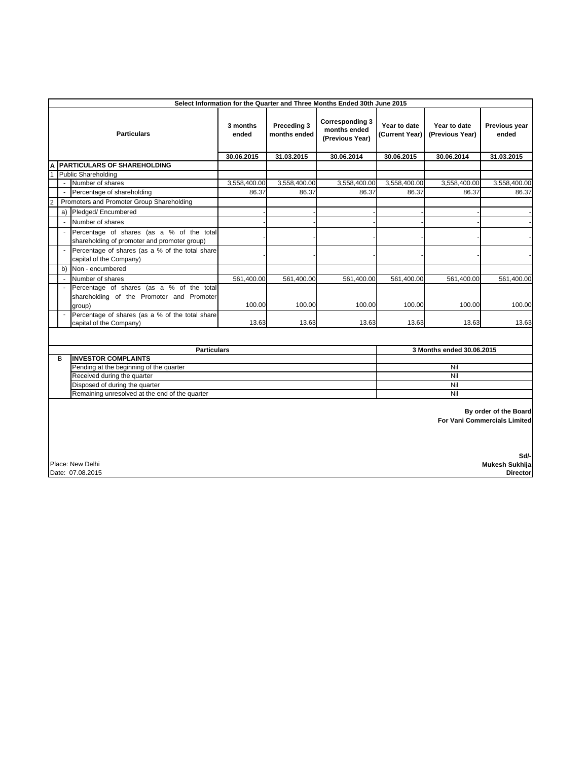**Select Information for the Quarter and Three Months Ended 30th June 2015**

| | | Particulars | 3 months ended | Preceding 3 months ended | Corresponding 3 months ended (Previous Year) | Year to date (Current Year) | Year to date (Previous Year) | Previous year ended |
|---|---|---|---|---|---|---|---|---|
| | | | 30.06.2015 | 31.03.2015 | 30.06.2014 | 30.06.2015 | 30.06.2014 | 31.03.2015 |
| A | | **PARTICULARS OF SHAREHOLDING** | | | | | | |
| 1 | | Public Shareholding | | | | | | |
| | - | Number of shares | 3,558,400.00 | 3,558,400.00 | 3,558,400.00 | 3,558,400.00 | 3,558,400.00 | 3,558,400.00 |
| | - | Percentage of shareholding | 86.37 | 86.37 | 86.37 | 86.37 | 86.37 | 86.37 |
| 2 | | Promoters and Promoter Group Shareholding | | | | | | |
| | a) | Pledged/ Encumbered | - | - | - | - | - | - |
| | - | Number of shares | - | - | - | - | - | - |
| | - | Percentage of shares (as a % of the total shareholding of promoter and promoter group) | - | - | - | - | - | - |
| | - | Percentage of shares (as a % of the total share capital of the Company) | - | - | - | - | - | - |
| | b) | Non - encumbered | | | | | | |
| | - | Number of shares | 561,400.00 | 561,400.00 | 561,400.00 | 561,400.00 | 561,400.00 | 561,400.00 |
| | - | Percentage of shares (as a % of the total shareholding of the Promoter and Promoter group) | 100.00 | 100.00 | 100.00 | 100.00 | 100.00 | 100.00 |
| | - | Percentage of shares (as a % of the total share capital of the Company) | 13.63 | 13.63 | 13.63 | 13.63 | 13.63 | 13.63 |

| | Particulars | 3 Months ended 30.06.2015 |
|---|---|---|
| B | **INVESTOR COMPLAINTS** | |
| | Pending at the beginning of the quarter | Nil |
| | Received during the quarter | Nil |
| | Disposed of during the quarter | Nil |
| | Remaining unresolved at the end of the quarter | Nil |

**By order of the Board**
**For Vani Commercials Limited**

**Sd/-**
**Mukesh Sukhija**
**Director**

Place: New Delhi
Date: 07.08.2015